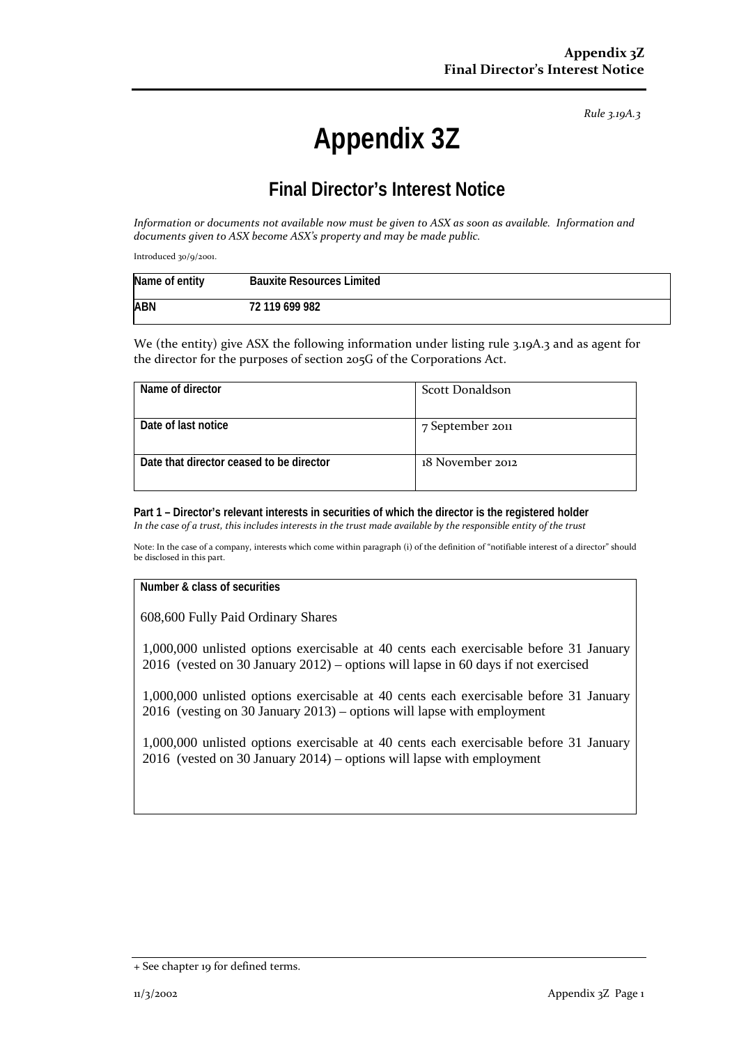*Rule 3.19A.3*

# Appendix 3Z

## Final Director's Interest Notice

*Information or documents not available now must be given to ASX as soon as available. Information and documents given to ASX become ASX's property and may be made public.*

Introduced 30/9/2001.

| Name of entity | Bauxite Resources Limited |
|---|---|
| ABN | 72 119 699 982 |

We (the entity) give ASX the following information under listing rule 3.19A.3 and as agent for the director for the purposes of section 205G of the Corporations Act.

| Name of director | Scott Donaldson |
|---|---|
| Date of last notice | 7 September 2011 |
| Date that director ceased to be director | 18 November 2012 |

**Part 1 – Director's relevant interests in securities of which the director is the registered holder**
*In the case of a trust, this includes interests in the trust made available by the responsible entity of the trust*

Note: In the case of a company, interests which come within paragraph (i) of the definition of "notifiable interest of a director" should be disclosed in this part.

| Number & class of securities |
|---|
| 608,600 Fully Paid Ordinary Shares<br><br>1,000,000 unlisted options exercisable at 40 cents each exercisable before 31 January 2016 (vested on 30 January 2012) – options will lapse in 60 days if not exercised<br><br>1,000,000 unlisted options exercisable at 40 cents each exercisable before 31 January 2016 (vesting on 30 January 2013) – options will lapse with employment<br><br>1,000,000 unlisted options exercisable at 40 cents each exercisable before 31 January 2016 (vested on 30 January 2014) – options will lapse with employment |

+ See chapter 19 for defined terms.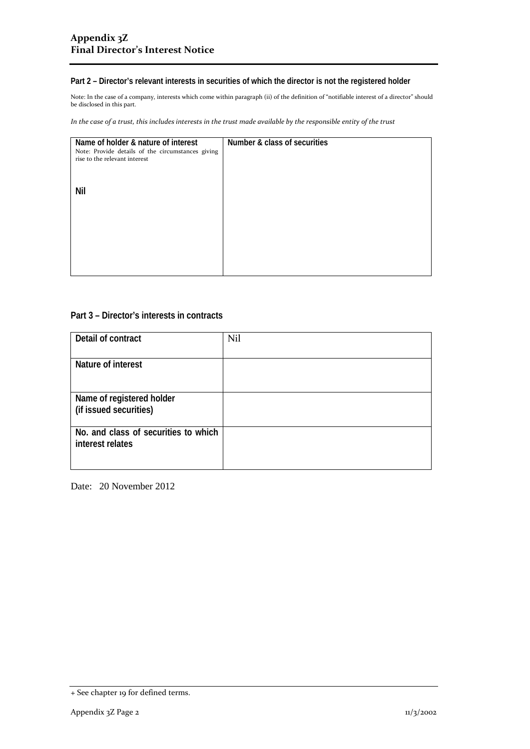## Part 2 – Director's relevant interests in securities of which the director is not the registered holder

Note: In the case of a company, interests which come within paragraph (ii) of the definition of "notifiable interest of a director" should be disclosed in this part.

*In the case of a trust, this includes interests in the trust made available by the responsible entity of the trust*

| Name of holder & nature of interest<br>Note: Provide details of the circumstances giving rise to the relevant interest | Number & class of securities |
|---|---|
| **Nil** | |

## Part 3 – Director's interests in contracts

| | |
|---|---|
| **Detail of contract** | Nil |
| **Nature of interest** | |
| **Name of registered holder (if issued securities)** | |
| **No. and class of securities to which interest relates** | |

Date: 20 November 2012

+ See chapter 19 for defined terms.